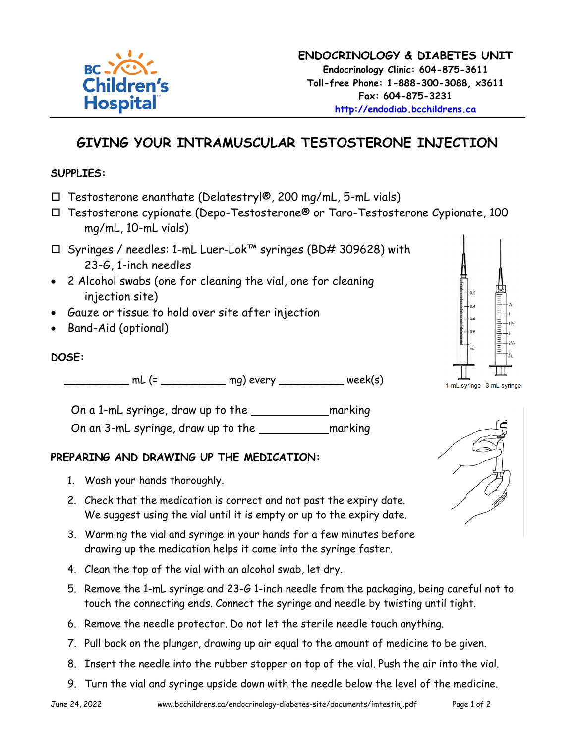**ENDOCRINOLOGY & DIABETES UNIT**
**Endocrinology Clinic: 604-875-3611**
**Toll-free Phone: 1-888-300-3088, x3611**
**Fax: 604-875-3231**
**http://endodiab.bcchildrens.ca**

# GIVING YOUR INTRAMUSCULAR TESTOSTERONE INJECTION

**SUPPLIES:**

- ☐ Testosterone enanthate (Delatestryl®, 200 mg/mL, 5-mL vials)
- ☐ Testosterone cypionate (Depo-Testosterone® or Taro-Testosterone Cypionate, 100 mg/mL, 10-mL vials)
- ☐ Syringes / needles: 1-mL Luer-Lok™ syringes (BD# 309628) with 23-G, 1-inch needles
- 2 Alcohol swabs (one for cleaning the vial, one for cleaning injection site)
- Gauze or tissue to hold over site after injection
- Band-Aid (optional)

1-mL syringe   3-mL syringe

**DOSE:**

__________ mL (= __________ mg) every __________ week(s)

On a 1-mL syringe, draw up to the ___________ marking

On an 3-mL syringe, draw up to the ___________ marking

**PREPARING AND DRAWING UP THE MEDICATION:**

1. Wash your hands thoroughly.
2. Check that the medication is correct and not past the expiry date. We suggest using the vial until it is empty or up to the expiry date.
3. Warming the vial and syringe in your hands for a few minutes before drawing up the medication helps it come into the syringe faster.
4. Clean the top of the vial with an alcohol swab, let dry.
5. Remove the 1-mL syringe and 23-G 1-inch needle from the packaging, being careful not to touch the connecting ends. Connect the syringe and needle by twisting until tight.
6. Remove the needle protector. Do not let the sterile needle touch anything.
7. Pull back on the plunger, drawing up air equal to the amount of medicine to be given.
8. Insert the needle into the rubber stopper on top of the vial. Push the air into the vial.
9. Turn the vial and syringe upside down with the needle below the level of the medicine.

June 24, 2022    www.bcchildrens.ca/endocrinology-diabetes-site/documents/imtestinj.pdf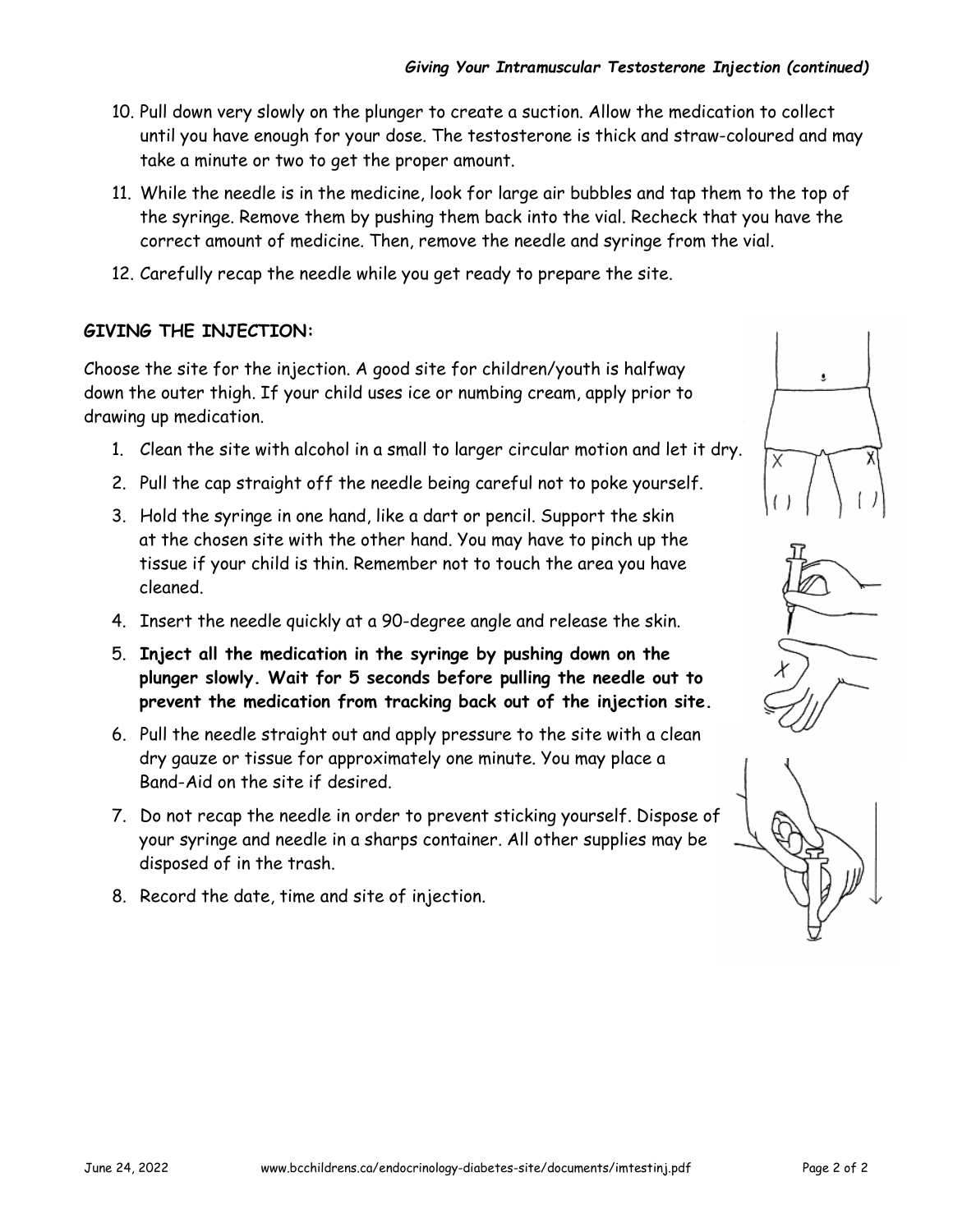10. Pull down very slowly on the plunger to create a suction. Allow the medication to collect until you have enough for your dose. The testosterone is thick and straw-coloured and may take a minute or two to get the proper amount.
11. While the needle is in the medicine, look for large air bubbles and tap them to the top of the syringe. Remove them by pushing them back into the vial. Recheck that you have the correct amount of medicine. Then, remove the needle and syringe from the vial.
12. Carefully recap the needle while you get ready to prepare the site.

**GIVING THE INJECTION:**

Choose the site for the injection. A good site for children/youth is halfway down the outer thigh. If your child uses ice or numbing cream, apply prior to drawing up medication.

1. Clean the site with alcohol in a small to larger circular motion and let it dry.
2. Pull the cap straight off the needle being careful not to poke yourself.
3. Hold the syringe in one hand, like a dart or pencil. Support the skin at the chosen site with the other hand. You may have to pinch up the tissue if your child is thin. Remember not to touch the area you have cleaned.
4. Insert the needle quickly at a 90-degree angle and release the skin.
5. **Inject all the medication in the syringe by pushing down on the plunger slowly. Wait for 5 seconds before pulling the needle out to prevent the medication from tracking back out of the injection site.**
6. Pull the needle straight out and apply pressure to the site with a clean dry gauze or tissue for approximately one minute. You may place a Band-Aid on the site if desired.
7. Do not recap the needle in order to prevent sticking yourself. Dispose of your syringe and needle in a sharps container. All other supplies may be disposed of in the trash.
8. Record the date, time and site of injection.